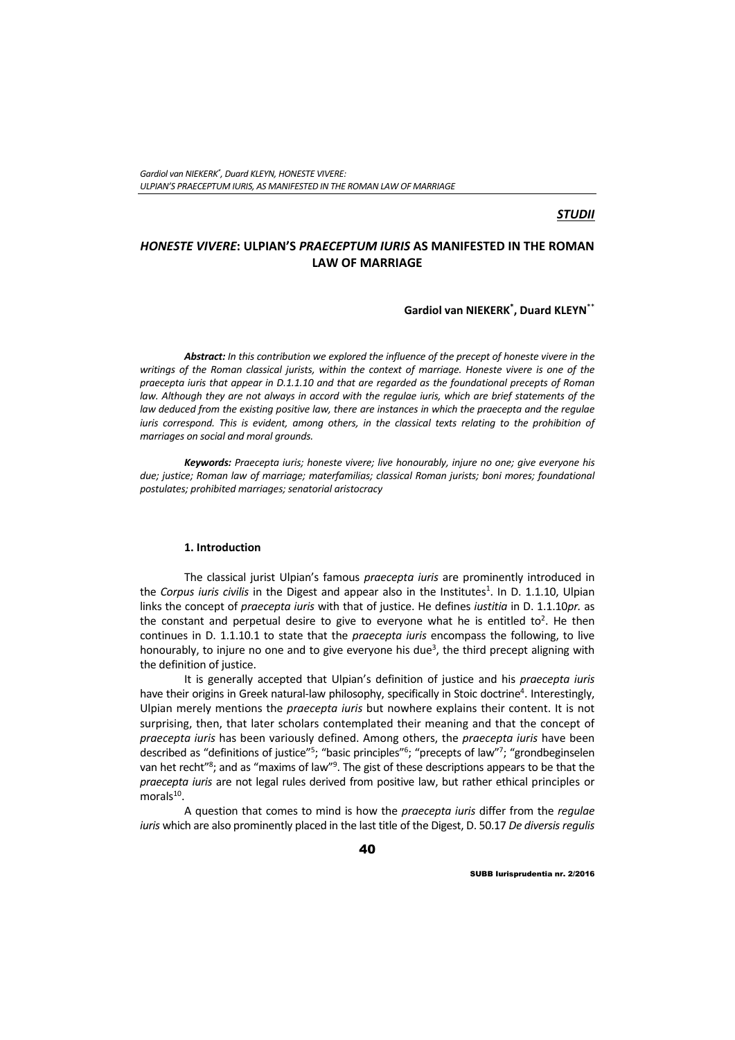*STUDII*

## *HONESTE VIVERE*: ULPIAN'S *PRAECEPTUM IURIS* AS MANIFESTED IN THE ROMAN LAW OF MARRIAGE

**Gardiol van NIEKERK[*], Duard KLEYN[**]**

***Abstract:*** *In this contribution we explored the influence of the precept of honeste vivere in the writings of the Roman classical jurists, within the context of marriage. Honeste vivere is one of the praecepta iuris that appear in D.1.1.10 and that are regarded as the foundational precepts of Roman law. Although they are not always in accord with the regulae iuris, which are brief statements of the law deduced from the existing positive law, there are instances in which the praecepta and the regulae iuris correspond. This is evident, among others, in the classical texts relating to the prohibition of marriages on social and moral grounds.*

***Keywords:*** *Praecepta iuris; honeste vivere; live honourably, injure no one; give everyone his due; justice; Roman law of marriage; materfamilias; classical Roman jurists; boni mores; foundational postulates; prohibited marriages; senatorial aristocracy*

### 1. Introduction

The classical jurist Ulpian's famous *praecepta iuris* are prominently introduced in the *Corpus iuris civilis* in the Digest and appear also in the Institutes[1]. In D. 1.1.10, Ulpian links the concept of *praecepta iuris* with that of justice. He defines *iustitia* in D. 1.1.10*pr.* as the constant and perpetual desire to give to everyone what he is entitled to[2]. He then continues in D. 1.1.10.1 to state that the *praecepta iuris* encompass the following, to live honourably, to injure no one and to give everyone his due[3], the third precept aligning with the definition of justice.

It is generally accepted that Ulpian's definition of justice and his *praecepta iuris* have their origins in Greek natural-law philosophy, specifically in Stoic doctrine[4]. Interestingly, Ulpian merely mentions the *praecepta iuris* but nowhere explains their content. It is not surprising, then, that later scholars contemplated their meaning and that the concept of *praecepta iuris* has been variously defined. Among others, the *praecepta iuris* have been described as "definitions of justice"[5]; "basic principles"[6]; "precepts of law"[7]; "grondbeginselen van het recht"[8]; and as "maxims of law"[9]. The gist of these descriptions appears to be that the *praecepta iuris* are not legal rules derived from positive law, but rather ethical principles or morals[10].

A question that comes to mind is how the *praecepta iuris* differ from the *regulae iuris* which are also prominently placed in the last title of the Digest, D. 50.17 *De diversis regulis*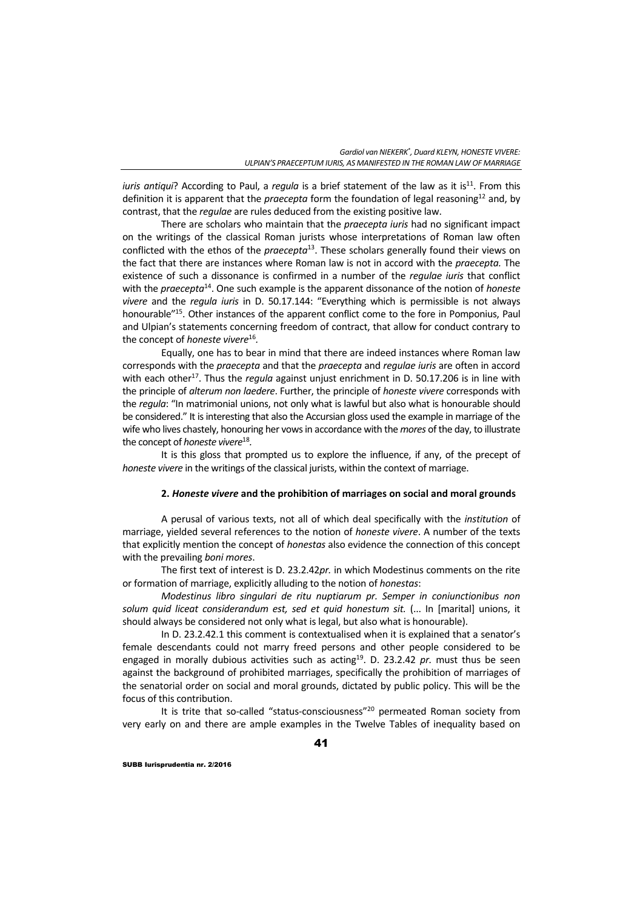*iuris antiqui*? According to Paul, a *regula* is a brief statement of the law as it is[11]. From this definition it is apparent that the *praecepta* form the foundation of legal reasoning[12] and, by contrast, that the *regulae* are rules deduced from the existing positive law.

There are scholars who maintain that the *praecepta iuris* had no significant impact on the writings of the classical Roman jurists whose interpretations of Roman law often conflicted with the ethos of the *praecepta*[13]. These scholars generally found their views on the fact that there are instances where Roman law is not in accord with the *praecepta.* The existence of such a dissonance is confirmed in a number of the *regulae iuris* that conflict with the *praecepta*[14]. One such example is the apparent dissonance of the notion of *honeste vivere* and the *regula iuris* in D. 50.17.144: "Everything which is permissible is not always honourable"[15]. Other instances of the apparent conflict come to the fore in Pomponius, Paul and Ulpian's statements concerning freedom of contract, that allow for conduct contrary to the concept of *honeste vivere*[16].

Equally, one has to bear in mind that there are indeed instances where Roman law corresponds with the *praecepta* and that the *praecepta* and *regulae iuris* are often in accord with each other[17]. Thus the *regula* against unjust enrichment in D. 50.17.206 is in line with the principle of *alterum non laedere*. Further, the principle of *honeste vivere* corresponds with the *regula*: "In matrimonial unions, not only what is lawful but also what is honourable should be considered." It is interesting that also the Accursian gloss used the example in marriage of the wife who lives chastely, honouring her vows in accordance with the *mores* of the day, to illustrate the concept of *honeste vivere*[18].

It is this gloss that prompted us to explore the influence, if any, of the precept of *honeste vivere* in the writings of the classical jurists, within the context of marriage.

## 2. *Honeste vivere* and the prohibition of marriages on social and moral grounds

A perusal of various texts, not all of which deal specifically with the *institution* of marriage, yielded several references to the notion of *honeste vivere*. A number of the texts that explicitly mention the concept of *honestas* also evidence the connection of this concept with the prevailing *boni mores*.

The first text of interest is D. 23.2.42*pr.* in which Modestinus comments on the rite or formation of marriage, explicitly alluding to the notion of *honestas*:

*Modestinus libro singulari de ritu nuptiarum pr. Semper in coniunctionibus non solum quid liceat considerandum est, sed et quid honestum sit.* (... In [marital] unions, it should always be considered not only what is legal, but also what is honourable).

In D. 23.2.42.1 this comment is contextualised when it is explained that a senator's female descendants could not marry freed persons and other people considered to be engaged in morally dubious activities such as acting[19]. D. 23.2.42 *pr.* must thus be seen against the background of prohibited marriages, specifically the prohibition of marriages of the senatorial order on social and moral grounds, dictated by public policy. This will be the focus of this contribution.

It is trite that so-called "status-consciousness"[20] permeated Roman society from very early on and there are ample examples in the Twelve Tables of inequality based on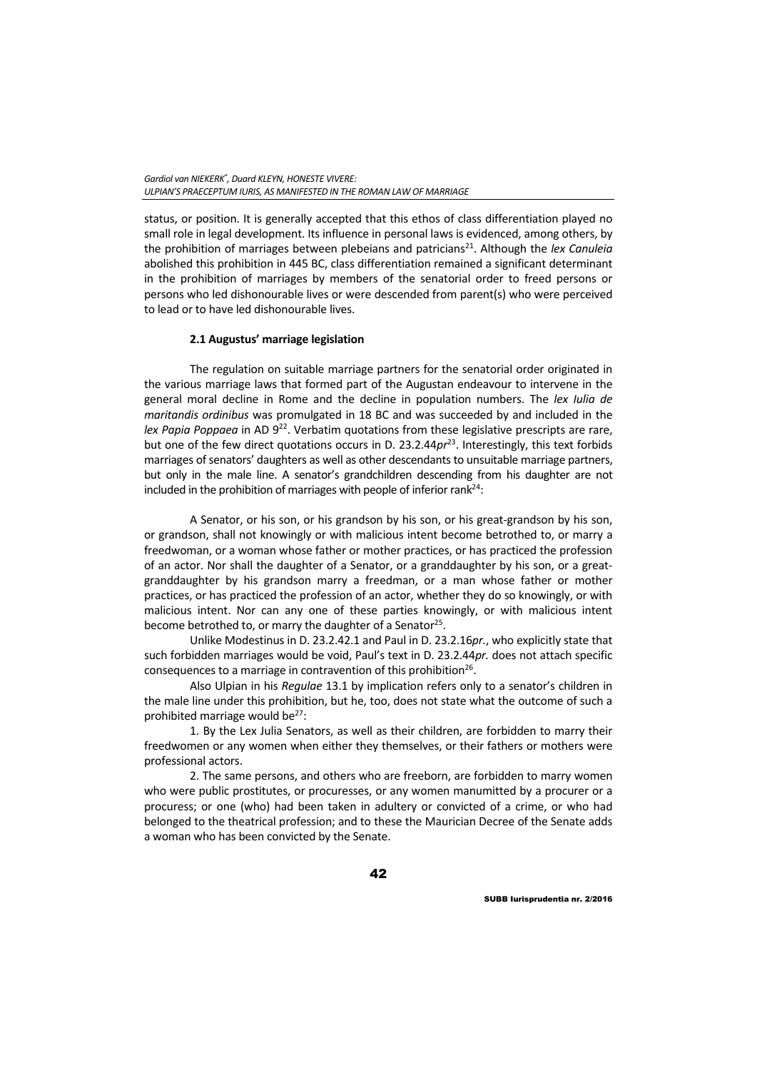status, or position. It is generally accepted that this ethos of class differentiation played no small role in legal development. Its influence in personal laws is evidenced, among others, by the prohibition of marriages between plebeians and patricians[21]. Although the *lex Canuleia* abolished this prohibition in 445 BC, class differentiation remained a significant determinant in the prohibition of marriages by members of the senatorial order to freed persons or persons who led dishonourable lives or were descended from parent(s) who were perceived to lead or to have led dishonourable lives.

### 2.1 Augustus' marriage legislation

The regulation on suitable marriage partners for the senatorial order originated in the various marriage laws that formed part of the Augustan endeavour to intervene in the general moral decline in Rome and the decline in population numbers. The *lex Iulia de maritandis ordinibus* was promulgated in 18 BC and was succeeded by and included in the *lex Papia Poppaea* in AD 9[22]. Verbatim quotations from these legislative prescripts are rare, but one of the few direct quotations occurs in D. 23.2.44*pr*[23]. Interestingly, this text forbids marriages of senators' daughters as well as other descendants to unsuitable marriage partners, but only in the male line. A senator's grandchildren descending from his daughter are not included in the prohibition of marriages with people of inferior rank[24]:

A Senator, or his son, or his grandson by his son, or his great-grandson by his son, or grandson, shall not knowingly or with malicious intent become betrothed to, or marry a freedwoman, or a woman whose father or mother practices, or has practiced the profession of an actor. Nor shall the daughter of a Senator, or a granddaughter by his son, or a great-granddaughter by his grandson marry a freedman, or a man whose father or mother practices, or has practiced the profession of an actor, whether they do so knowingly, or with malicious intent. Nor can any one of these parties knowingly, or with malicious intent become betrothed to, or marry the daughter of a Senator[25].

Unlike Modestinus in D. 23.2.42.1 and Paul in D. 23.2.16*pr.*, who explicitly state that such forbidden marriages would be void, Paul's text in D. 23.2.44*pr.* does not attach specific consequences to a marriage in contravention of this prohibition[26].

Also Ulpian in his *Regulae* 13.1 by implication refers only to a senator's children in the male line under this prohibition, but he, too, does not state what the outcome of such a prohibited marriage would be[27]:

1. By the Lex Julia Senators, as well as their children, are forbidden to marry their freedwomen or any women when either they themselves, or their fathers or mothers were professional actors.

2. The same persons, and others who are freeborn, are forbidden to marry women who were public prostitutes, or procuresses, or any women manumitted by a procurer or a procuress; or one (who) had been taken in adultery or convicted of a crime, or who had belonged to the theatrical profession; and to these the Maurician Decree of the Senate adds a woman who has been convicted by the Senate.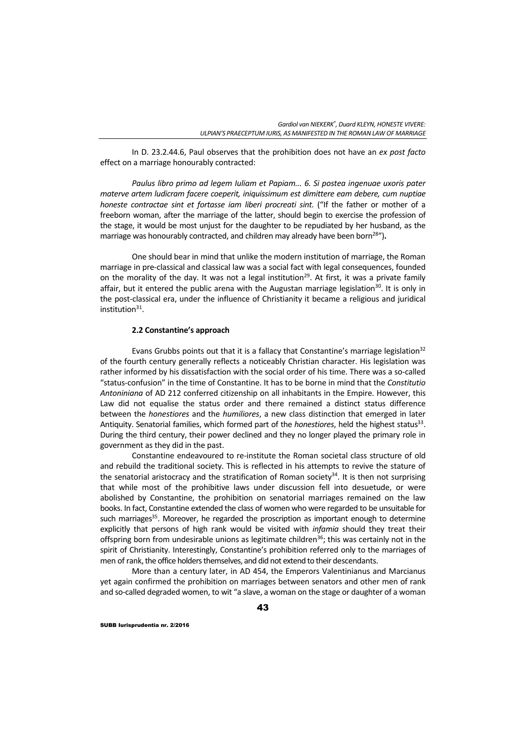In D. 23.2.44.6, Paul observes that the prohibition does not have an *ex post facto* effect on a marriage honourably contracted:

*Paulus libro primo ad legem Iuliam et Papiam... 6. Si postea ingenuae uxoris pater materve artem ludicram facere coeperit, iniquissimum est dimittere eam debere, cum nuptiae honeste contractae sint et fortasse iam liberi procreati sint.* ("If the father or mother of a freeborn woman, after the marriage of the latter, should begin to exercise the profession of the stage, it would be most unjust for the daughter to be repudiated by her husband, as the marriage was honourably contracted, and children may already have been born[28]")**.**

One should bear in mind that unlike the modern institution of marriage, the Roman marriage in pre-classical and classical law was a social fact with legal consequences, founded on the morality of the day. It was not a legal institution[29]. At first, it was a private family affair, but it entered the public arena with the Augustan marriage legislation[30]. It is only in the post-classical era, under the influence of Christianity it became a religious and juridical institution[31].

### 2.2 Constantine's approach

Evans Grubbs points out that it is a fallacy that Constantine's marriage legislation[32] of the fourth century generally reflects a noticeably Christian character. His legislation was rather informed by his dissatisfaction with the social order of his time. There was a so-called "status-confusion" in the time of Constantine. It has to be borne in mind that the *Constitutio Antoniniana* of AD 212 conferred citizenship on all inhabitants in the Empire. However, this Law did not equalise the status order and there remained a distinct status difference between the *honestiores* and the *humiliores*, a new class distinction that emerged in later Antiquity. Senatorial families, which formed part of the *honestiores*, held the highest status[33]. During the third century, their power declined and they no longer played the primary role in government as they did in the past.

Constantine endeavoured to re-institute the Roman societal class structure of old and rebuild the traditional society. This is reflected in his attempts to revive the stature of the senatorial aristocracy and the stratification of Roman society[34]. It is then not surprising that while most of the prohibitive laws under discussion fell into desuetude, or were abolished by Constantine, the prohibition on senatorial marriages remained on the law books. In fact, Constantine extended the class of women who were regarded to be unsuitable for such marriages[35]. Moreover, he regarded the proscription as important enough to determine explicitly that persons of high rank would be visited with *infamia* should they treat their offspring born from undesirable unions as legitimate children[36]; this was certainly not in the spirit of Christianity. Interestingly, Constantine's prohibition referred only to the marriages of men of rank, the office holders themselves, and did not extend to their descendants.

More than a century later, in AD 454, the Emperors Valentinianus and Marcianus yet again confirmed the prohibition on marriages between senators and other men of rank and so-called degraded women, to wit "a slave, a woman on the stage or daughter of a woman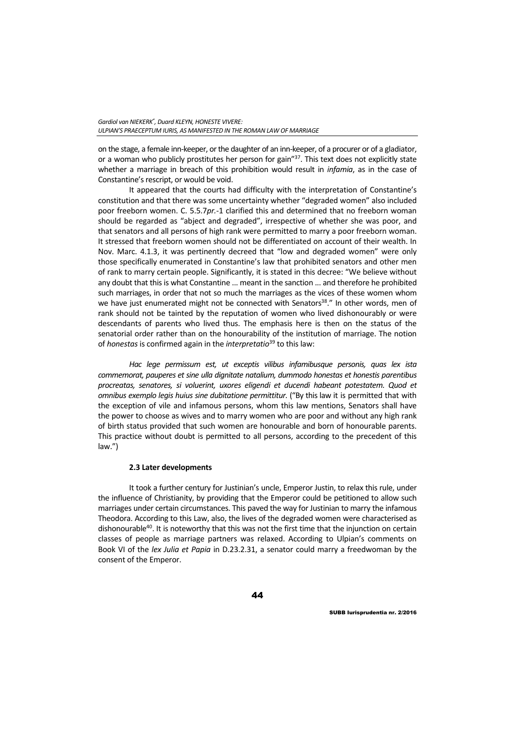on the stage, a female inn-keeper, or the daughter of an inn-keeper, of a procurer or of a gladiator, or a woman who publicly prostitutes her person for gain"[37]. This text does not explicitly state whether a marriage in breach of this prohibition would result in *infamia*, as in the case of Constantine's rescript, or would be void.

It appeared that the courts had difficulty with the interpretation of Constantine's constitution and that there was some uncertainty whether "degraded women" also included poor freeborn women. C. 5.5.7*pr.*-1 clarified this and determined that no freeborn woman should be regarded as "abject and degraded", irrespective of whether she was poor, and that senators and all persons of high rank were permitted to marry a poor freeborn woman. It stressed that freeborn women should not be differentiated on account of their wealth. In Nov. Marc. 4.1.3, it was pertinently decreed that "low and degraded women" were only those specifically enumerated in Constantine's law that prohibited senators and other men of rank to marry certain people. Significantly, it is stated in this decree: "We believe without any doubt that this is what Constantine ... meant in the sanction ... and therefore he prohibited such marriages, in order that not so much the marriages as the vices of these women whom we have just enumerated might not be connected with Senators[38]." In other words, men of rank should not be tainted by the reputation of women who lived dishonourably or were descendants of parents who lived thus. The emphasis here is then on the status of the senatorial order rather than on the honourability of the institution of marriage. The notion of *honestas* is confirmed again in the *interpretatio*[39] to this law:

*Hac lege permissum est, ut exceptis vilibus infamibusque personis, quas lex ista commemorat, pauperes et sine ulla dignitate natalium, dummodo honestas et honestis parentibus procreatas, senatores, si voluerint, uxores eligendi et ducendi habeant potestatem. Quod et omnibus exemplo legis huius sine dubitatione permittitur.* ("By this law it is permitted that with the exception of vile and infamous persons, whom this law mentions, Senators shall have the power to choose as wives and to marry women who are poor and without any high rank of birth status provided that such women are honourable and born of honourable parents. This practice without doubt is permitted to all persons, according to the precedent of this law.")

### 2.3 Later developments

It took a further century for Justinian's uncle, Emperor Justin, to relax this rule, under the influence of Christianity, by providing that the Emperor could be petitioned to allow such marriages under certain circumstances. This paved the way for Justinian to marry the infamous Theodora. According to this Law, also, the lives of the degraded women were characterised as dishonourable[40]. It is noteworthy that this was not the first time that the injunction on certain classes of people as marriage partners was relaxed. According to Ulpian's comments on Book VI of the *lex Julia et Papia* in D.23.2.31, a senator could marry a freedwoman by the consent of the Emperor.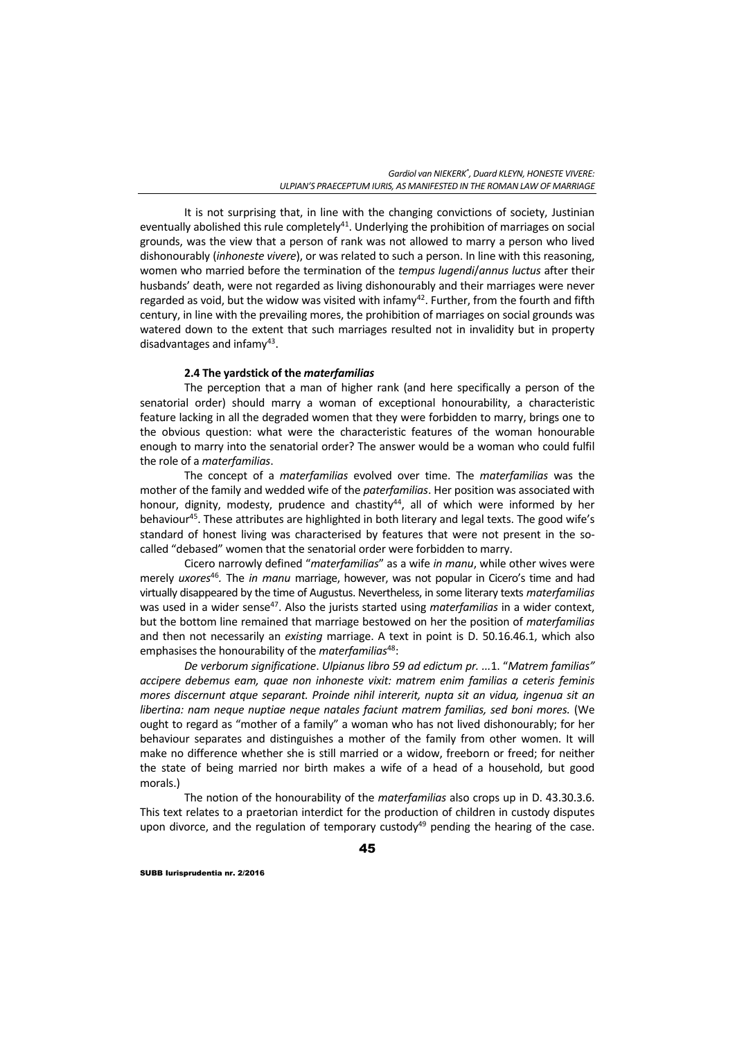It is not surprising that, in line with the changing convictions of society, Justinian eventually abolished this rule completely[41]. Underlying the prohibition of marriages on social grounds, was the view that a person of rank was not allowed to marry a person who lived dishonourably (*inhoneste vivere*), or was related to such a person. In line with this reasoning, women who married before the termination of the *tempus lugendi*/*annus luctus* after their husbands' death, were not regarded as living dishonourably and their marriages were never regarded as void, but the widow was visited with infamy[42]. Further, from the fourth and fifth century, in line with the prevailing mores, the prohibition of marriages on social grounds was watered down to the extent that such marriages resulted not in invalidity but in property disadvantages and infamy[43].

### 2.4 The yardstick of the *materfamilias*

The perception that a man of higher rank (and here specifically a person of the senatorial order) should marry a woman of exceptional honourability, a characteristic feature lacking in all the degraded women that they were forbidden to marry, brings one to the obvious question: what were the characteristic features of the woman honourable enough to marry into the senatorial order? The answer would be a woman who could fulfil the role of a *materfamilias*.

The concept of a *materfamilias* evolved over time. The *materfamilias* was the mother of the family and wedded wife of the *paterfamilias*. Her position was associated with honour, dignity, modesty, prudence and chastity[44], all of which were informed by her behaviour[45]. These attributes are highlighted in both literary and legal texts. The good wife's standard of honest living was characterised by features that were not present in the so-called "debased" women that the senatorial order were forbidden to marry.

Cicero narrowly defined "*materfamilias*" as a wife *in manu*, while other wives were merely *uxores*[46]. The *in manu* marriage, however, was not popular in Cicero's time and had virtually disappeared by the time of Augustus. Nevertheless, in some literary texts *materfamilias* was used in a wider sense[47]. Also the jurists started using *materfamilias* in a wider context, but the bottom line remained that marriage bestowed on her the position of *materfamilias* and then not necessarily an *existing* marriage. A text in point is D. 50.16.46.1, which also emphasises the honourability of the *materfamilias*[48]:

*De verborum significatione*. *Ulpianus libro 59 ad edictum pr. ...*1. "*Matrem familias" accipere debemus eam, quae non inhoneste vixit: matrem enim familias a ceteris feminis mores discernunt atque separant. Proinde nihil intererit, nupta sit an vidua, ingenua sit an libertina: nam neque nuptiae neque natales faciunt matrem familias, sed boni mores.* (We ought to regard as "mother of a family" a woman who has not lived dishonourably; for her behaviour separates and distinguishes a mother of the family from other women. It will make no difference whether she is still married or a widow, freeborn or freed; for neither the state of being married nor birth makes a wife of a head of a household, but good morals.)

The notion of the honourability of the *materfamilias* also crops up in D. 43.30.3.6. This text relates to a praetorian interdict for the production of children in custody disputes upon divorce, and the regulation of temporary custody[49] pending the hearing of the case.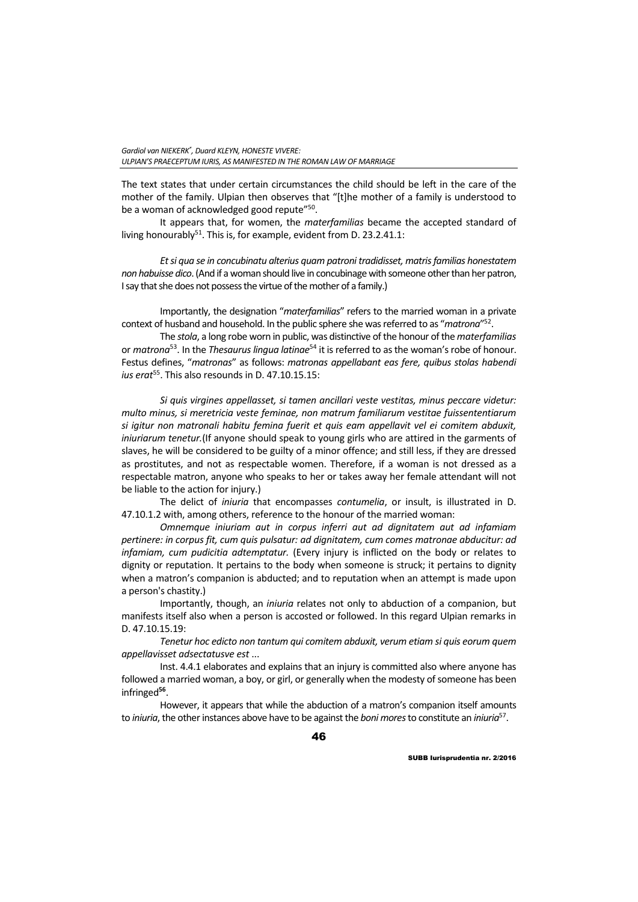The text states that under certain circumstances the child should be left in the care of the mother of the family. Ulpian then observes that "[t]he mother of a family is understood to be a woman of acknowledged good repute"[50].

It appears that, for women, the *materfamilias* became the accepted standard of living honourably[51]. This is, for example, evident from D. 23.2.41.1:

*Et si qua se in concubinatu alterius quam patroni tradidisset, matris familias honestatem non habuisse dico*. (And if a woman should live in concubinage with someone other than her patron, I say that she does not possess the virtue of the mother of a family.)

Importantly, the designation "*materfamilias*" refers to the married woman in a private context of husband and household. In the public sphere she was referred to as "*matrona*"[52].

The *stola*, a long robe worn in public, was distinctive of the honour of the *materfamilias* or *matrona*[53]. In the *Thesaurus lingua latinae*[54] it is referred to as the woman's robe of honour. Festus defines, "*matronas*" as follows: *matronas appellabant eas fere, quibus stolas habendi ius erat*[55]. This also resounds in D. 47.10.15.15:

*Si quis virgines appellasset, si tamen ancillari veste vestitas, minus peccare videtur: multo minus, si meretricia veste feminae, non matrum familiarum vestitae fuissententiarum si igitur non matronali habitu femina fuerit et quis eam appellavit vel ei comitem abduxit, iniuriarum tenetur.*(If anyone should speak to young girls who are attired in the garments of slaves, he will be considered to be guilty of a minor offence; and still less, if they are dressed as prostitutes, and not as respectable women. Therefore, if a woman is not dressed as a respectable matron, anyone who speaks to her or takes away her female attendant will not be liable to the action for injury.)

The delict of *iniuria* that encompasses *contumelia*, or insult, is illustrated in D. 47.10.1.2 with, among others, reference to the honour of the married woman:

*Omnemque iniuriam aut in corpus inferri aut ad dignitatem aut ad infamiam pertinere: in corpus fit, cum quis pulsatur: ad dignitatem, cum comes matronae abducitur: ad infamiam, cum pudicitia adtemptatur.* (Every injury is inflicted on the body or relates to dignity or reputation. It pertains to the body when someone is struck; it pertains to dignity when a matron's companion is abducted; and to reputation when an attempt is made upon a person's chastity.)

Importantly, though, an *iniuria* relates not only to abduction of a companion, but manifests itself also when a person is accosted or followed. In this regard Ulpian remarks in D. 47.10.15.19:

*Tenetur hoc edicto non tantum qui comitem abduxit, verum etiam si quis eorum quem appellavisset adsectatusve est* ...

Inst. 4.4.1 elaborates and explains that an injury is committed also where anyone has followed a married woman, a boy, or girl, or generally when the modesty of someone has been infringed[56].

However, it appears that while the abduction of a matron's companion itself amounts to *iniuria*, the other instances above have to be against the *boni mores* to constitute an *iniuria*[57].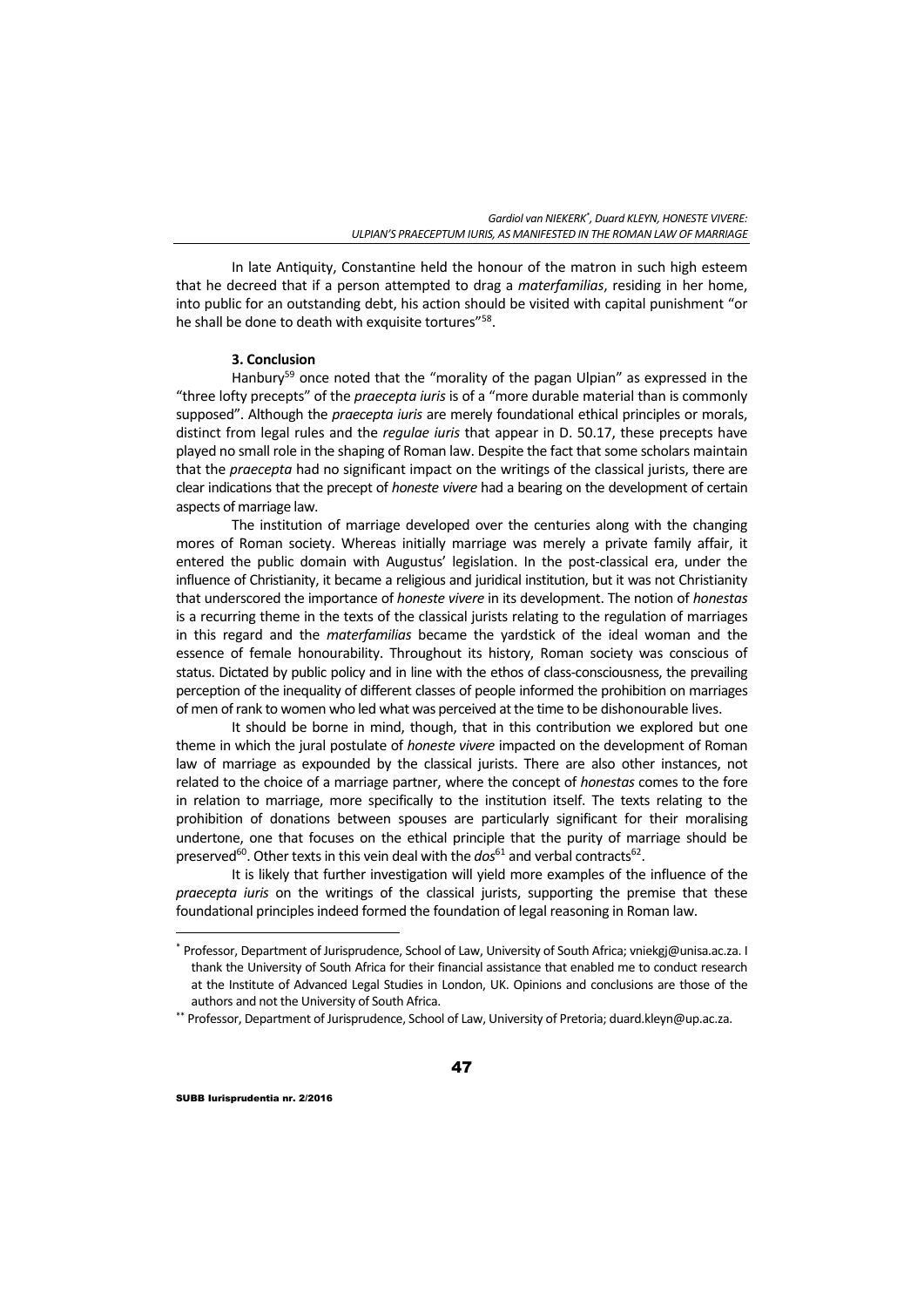In late Antiquity, Constantine held the honour of the matron in such high esteem that he decreed that if a person attempted to drag a *materfamilias*, residing in her home, into public for an outstanding debt, his action should be visited with capital punishment "or he shall be done to death with exquisite tortures"[58].

## 3. Conclusion

Hanbury[59] once noted that the "morality of the pagan Ulpian" as expressed in the "three lofty precepts" of the *praecepta iuris* is of a "more durable material than is commonly supposed". Although the *praecepta iuris* are merely foundational ethical principles or morals, distinct from legal rules and the *regulae iuris* that appear in D. 50.17, these precepts have played no small role in the shaping of Roman law. Despite the fact that some scholars maintain that the *praecepta* had no significant impact on the writings of the classical jurists, there are clear indications that the precept of *honeste vivere* had a bearing on the development of certain aspects of marriage law.

The institution of marriage developed over the centuries along with the changing mores of Roman society. Whereas initially marriage was merely a private family affair, it entered the public domain with Augustus' legislation. In the post-classical era, under the influence of Christianity, it became a religious and juridical institution, but it was not Christianity that underscored the importance of *honeste vivere* in its development. The notion of *honestas* is a recurring theme in the texts of the classical jurists relating to the regulation of marriages in this regard and the *materfamilias* became the yardstick of the ideal woman and the essence of female honourability. Throughout its history, Roman society was conscious of status. Dictated by public policy and in line with the ethos of class-consciousness, the prevailing perception of the inequality of different classes of people informed the prohibition on marriages of men of rank to women who led what was perceived at the time to be dishonourable lives.

It should be borne in mind, though, that in this contribution we explored but one theme in which the jural postulate of *honeste vivere* impacted on the development of Roman law of marriage as expounded by the classical jurists. There are also other instances, not related to the choice of a marriage partner, where the concept of *honestas* comes to the fore in relation to marriage, more specifically to the institution itself. The texts relating to the prohibition of donations between spouses are particularly significant for their moralising undertone, one that focuses on the ethical principle that the purity of marriage should be preserved[60]. Other texts in this vein deal with the *dos*[61] and verbal contracts[62].

It is likely that further investigation will yield more examples of the influence of the *praecepta iuris* on the writings of the classical jurists, supporting the premise that these foundational principles indeed formed the foundation of legal reasoning in Roman law.

---

[*] Professor, Department of Jurisprudence, School of Law, University of South Africa; vniekgj@unisa.ac.za. I thank the University of South Africa for their financial assistance that enabled me to conduct research at the Institute of Advanced Legal Studies in London, UK. Opinions and conclusions are those of the authors and not the University of South Africa.

[**] Professor, Department of Jurisprudence, School of Law, University of Pretoria; duard.kleyn@up.ac.za.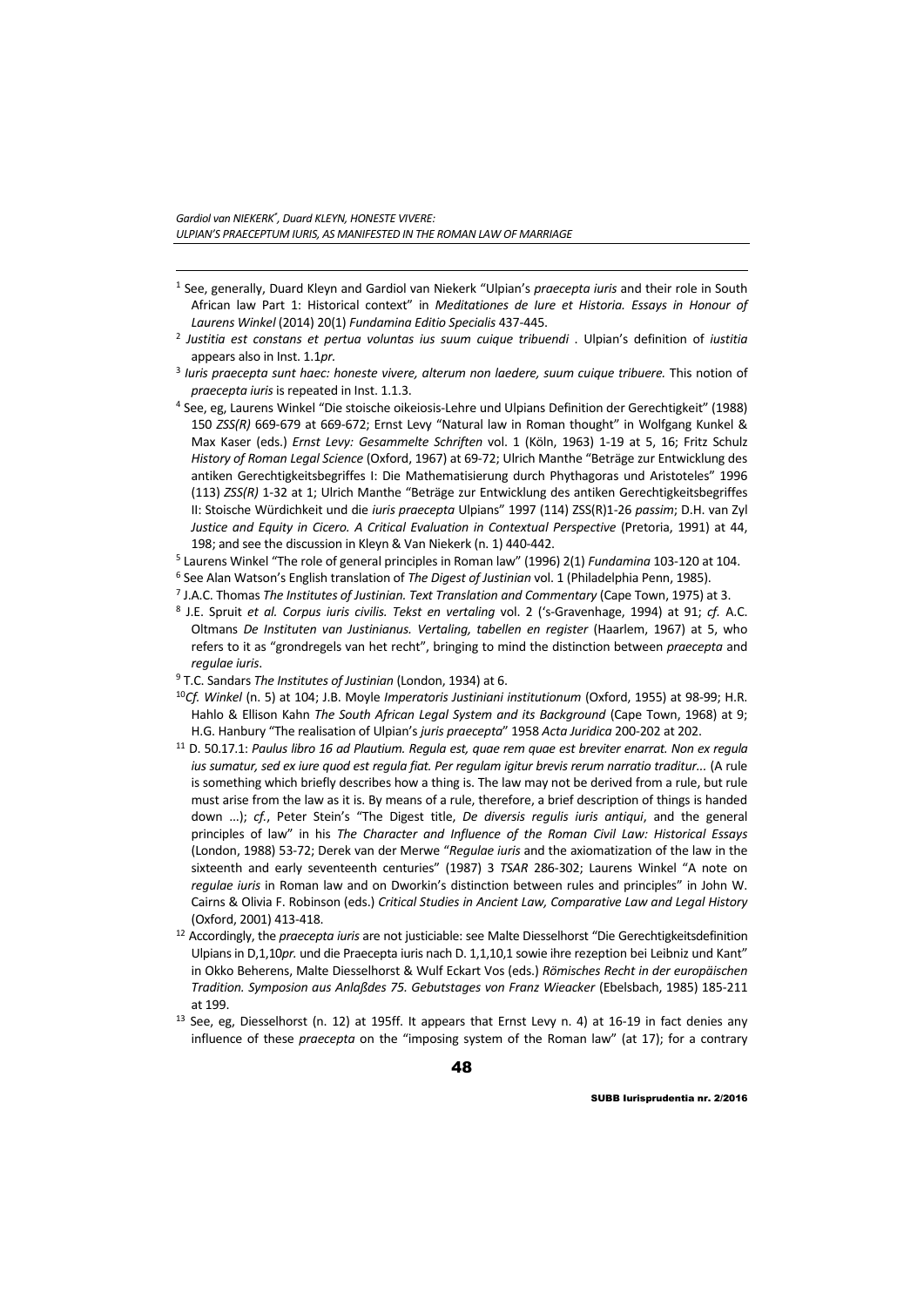[1] See, generally, Duard Kleyn and Gardiol van Niekerk "Ulpian's *praecepta iuris* and their role in South African law Part 1: Historical context" in *Meditationes de Iure et Historia. Essays in Honour of Laurens Winkel* (2014) 20(1) *Fundamina Editio Specialis* 437-445.

[2] *Justitia est constans et pertua voluntas ius suum cuique tribuendi* . Ulpian's definition of *iustitia* appears also in Inst. 1.1*pr.*

[3] *Iuris praecepta sunt haec: honeste vivere, alterum non laedere, suum cuique tribuere.* This notion of *praecepta iuris* is repeated in Inst. 1.1.3.

[4] See, eg, Laurens Winkel "Die stoische oikeiosis-Lehre und Ulpians Definition der Gerechtigkeit" (1988) 150 *ZSS(R)* 669-679 at 669-672; Ernst Levy "Natural law in Roman thought" in Wolfgang Kunkel & Max Kaser (eds.) *Ernst Levy: Gesammelte Schriften* vol. 1 (Köln, 1963) 1-19 at 5, 16; Fritz Schulz *History of Roman Legal Science* (Oxford, 1967) at 69-72; Ulrich Manthe "Beträge zur Entwicklung des antiken Gerechtigkeitsbegriffes I: Die Mathematisierung durch Phythagoras und Aristoteles" 1996 (113) *ZSS(R)* 1-32 at 1; Ulrich Manthe "Beträge zur Entwicklung des antiken Gerechtigkeitsbegriffes II: Stoische Würdichkeit und die *iuris praecepta* Ulpians" 1997 (114) ZSS(R)1-26 *passim*; D.H. van Zyl *Justice and Equity in Cicero. A Critical Evaluation in Contextual Perspective* (Pretoria, 1991) at 44, 198; and see the discussion in Kleyn & Van Niekerk (n. 1) 440-442.

[5] Laurens Winkel "The role of general principles in Roman law" (1996) 2(1) *Fundamina* 103-120 at 104.

[6] See Alan Watson's English translation of *The Digest of Justinian* vol. 1 (Philadelphia Penn, 1985).

[7] J.A.C. Thomas *The Institutes of Justinian. Text Translation and Commentary* (Cape Town, 1975) at 3.

[8] J.E. Spruit *et al. Corpus iuris civilis. Tekst en vertaling* vol. 2 ('s-Gravenhage, 1994) at 91; *cf.* A.C. Oltmans *De Instituten van Justinianus. Vertaling, tabellen en register* (Haarlem, 1967) at 5, who refers to it as "grondregels van het recht", bringing to mind the distinction between *praecepta* and *regulae iuris*.

[9] T.C. Sandars *The Institutes of Justinian* (London, 1934) at 6.

[10] *Cf. Winkel* (n. 5) at 104; J.B. Moyle *Imperatoris Justiniani institutionum* (Oxford, 1955) at 98-99; H.R. Hahlo & Ellison Kahn *The South African Legal System and its Background* (Cape Town, 1968) at 9; H.G. Hanbury "The realisation of Ulpian's *juris praecepta*" 1958 *Acta Juridica* 200-202 at 202.

[11] D. 50.17.1: *Paulus libro 16 ad Plautium. Regula est, quae rem quae est breviter enarrat. Non ex regula ius sumatur, sed ex iure quod est regula fiat. Per regulam igitur brevis rerum narratio traditur...* (A rule is something which briefly describes how a thing is. The law may not be derived from a rule, but rule must arise from the law as it is. By means of a rule, therefore, a brief description of things is handed down ...); *cf.*, Peter Stein's "The Digest title, *De diversis regulis iuris antiqui*, and the general principles of law" in his *The Character and Influence of the Roman Civil Law: Historical Essays* (London, 1988) 53-72; Derek van der Merwe "*Regulae iuris* and the axiomatization of the law in the sixteenth and early seventeenth centuries" (1987) 3 *TSAR* 286-302; Laurens Winkel "A note on *regulae iuris* in Roman law and on Dworkin's distinction between rules and principles" in John W. Cairns & Olivia F. Robinson (eds.) *Critical Studies in Ancient Law, Comparative Law and Legal History* (Oxford, 2001) 413-418.

[12] Accordingly, the *praecepta iuris* are not justiciable: see Malte Diesselhorst "Die Gerechtigkeitsdefinition Ulpians in D,1,10*pr.* und die Praecepta iuris nach D. 1,1,10,1 sowie ihre rezeption bei Leibniz und Kant" in Okko Beherens, Malte Diesselhorst & Wulf Eckart Vos (eds.) *Römisches Recht in der europäischen Tradition. Symposion aus Anlaßdes 75. Gebutstages von Franz Wieacker* (Ebelsbach, 1985) 185-211 at 199.

[13] See, eg, Diesselhorst (n. 12) at 195ff. It appears that Ernst Levy n. 4) at 16-19 in fact denies any influence of these *praecepta* on the "imposing system of the Roman law" (at 17); for a contrary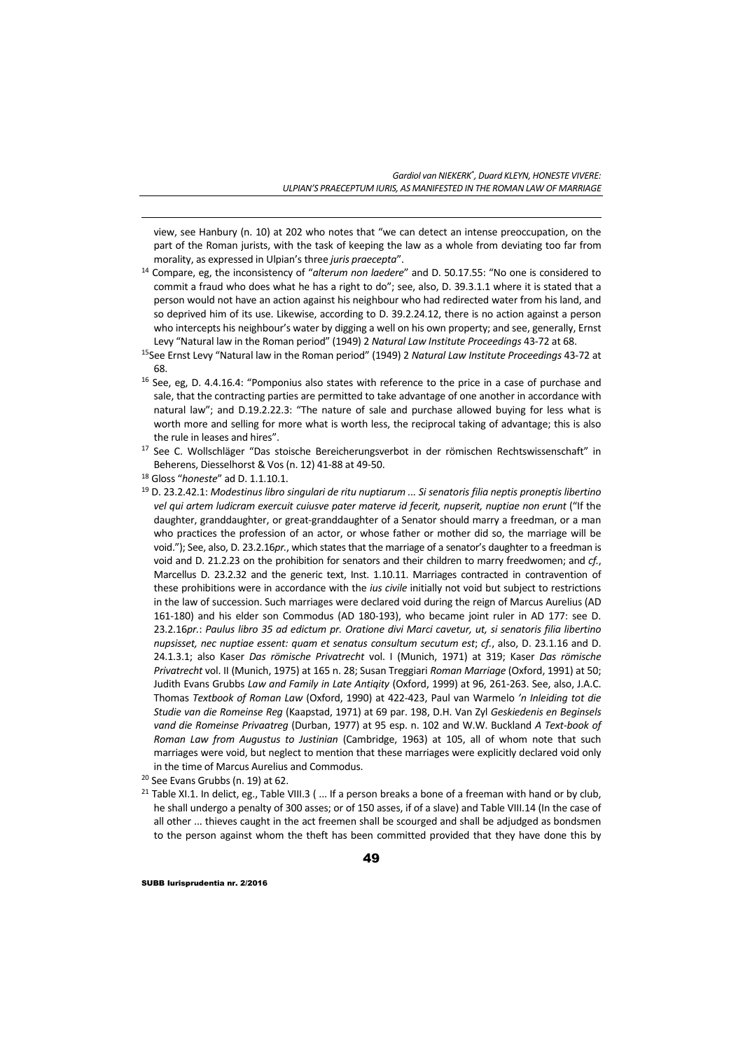view, see Hanbury (n. 10) at 202 who notes that "we can detect an intense preoccupation, on the part of the Roman jurists, with the task of keeping the law as a whole from deviating too far from morality, as expressed in Ulpian's three *juris praecepta*".

[14] Compare, eg, the inconsistency of "*alterum non laedere*" and D. 50.17.55: "No one is considered to commit a fraud who does what he has a right to do"; see, also, D. 39.3.1.1 where it is stated that a person would not have an action against his neighbour who had redirected water from his land, and so deprived him of its use. Likewise, according to D. 39.2.24.12, there is no action against a person who intercepts his neighbour's water by digging a well on his own property; and see, generally, Ernst Levy "Natural law in the Roman period" (1949) 2 *Natural Law Institute Proceedings* 43-72 at 68.

[15] See Ernst Levy "Natural law in the Roman period" (1949) 2 *Natural Law Institute Proceedings* 43-72 at 68.

[16] See, eg, D. 4.4.16.4: "Pomponius also states with reference to the price in a case of purchase and sale, that the contracting parties are permitted to take advantage of one another in accordance with natural law"; and D.19.2.22.3: "The nature of sale and purchase allowed buying for less what is worth more and selling for more what is worth less, the reciprocal taking of advantage; this is also the rule in leases and hires".

[17] See C. Wollschläger "Das stoische Bereicherungsverbot in der römischen Rechtswissenschaft" in Beherens, Diesselhorst & Vos (n. 12) 41-88 at 49-50.

[18] Gloss "*honeste*" ad D. 1.1.10.1.

[19] D. 23.2.42.1: *Modestinus libro singulari de ritu nuptiarum ... Si senatoris filia neptis proneptis libertino vel qui artem ludicram exercuit cuiusve pater materve id fecerit, nupserit, nuptiae non erunt* ("If the daughter, granddaughter, or great-granddaughter of a Senator should marry a freedman, or a man who practices the profession of an actor, or whose father or mother did so, the marriage will be void."); See, also, D. 23.2.16*pr.*, which states that the marriage of a senator's daughter to a freedman is void and D. 21.2.23 on the prohibition for senators and their children to marry freedwomen; and *cf.*, Marcellus D. 23.2.32 and the generic text, Inst. 1.10.11. Marriages contracted in contravention of these prohibitions were in accordance with the *ius civile* initially not void but subject to restrictions in the law of succession. Such marriages were declared void during the reign of Marcus Aurelius (AD 161-180) and his elder son Commodus (AD 180-193), who became joint ruler in AD 177: see D. 23.2.16*pr.*: *Paulus libro 35 ad edictum pr. Oratione divi Marci cavetur, ut, si senatoris filia libertino nupsisset, nec nuptiae essent: quam et senatus consultum secutum est*; *cf.*, also, D. 23.1.16 and D. 24.1.3.1; also Kaser *Das römische Privatrecht* vol. I (Munich, 1971) at 319; Kaser *Das römische Privatrecht* vol. II (Munich, 1975) at 165 n. 28; Susan Treggiari *Roman Marriage* (Oxford, 1991) at 50; Judith Evans Grubbs *Law and Family in Late Antiqity* (Oxford, 1999) at 96, 261-263. See, also, J.A.C. Thomas *Textbook of Roman Law* (Oxford, 1990) at 422-423, Paul van Warmelo *'n Inleiding tot die Studie van die Romeinse Reg* (Kaapstad, 1971) at 69 par. 198, D.H. Van Zyl *Geskiedenis en Beginsels vand die Romeinse Privaatreg* (Durban, 1977) at 95 esp. n. 102 and W.W. Buckland *A Text-book of Roman Law from Augustus to Justinian* (Cambridge, 1963) at 105, all of whom note that such marriages were void, but neglect to mention that these marriages were explicitly declared void only in the time of Marcus Aurelius and Commodus.

[20] See Evans Grubbs (n. 19) at 62.

[21] Table XI.1. In delict, eg., Table VIII.3 ( ... If a person breaks a bone of a freeman with hand or by club, he shall undergo a penalty of 300 asses; or of 150 asses, if of a slave) and Table VIII.14 (In the case of all other ... thieves caught in the act freemen shall be scourged and shall be adjudged as bondsmen to the person against whom the theft has been committed provided that they have done this by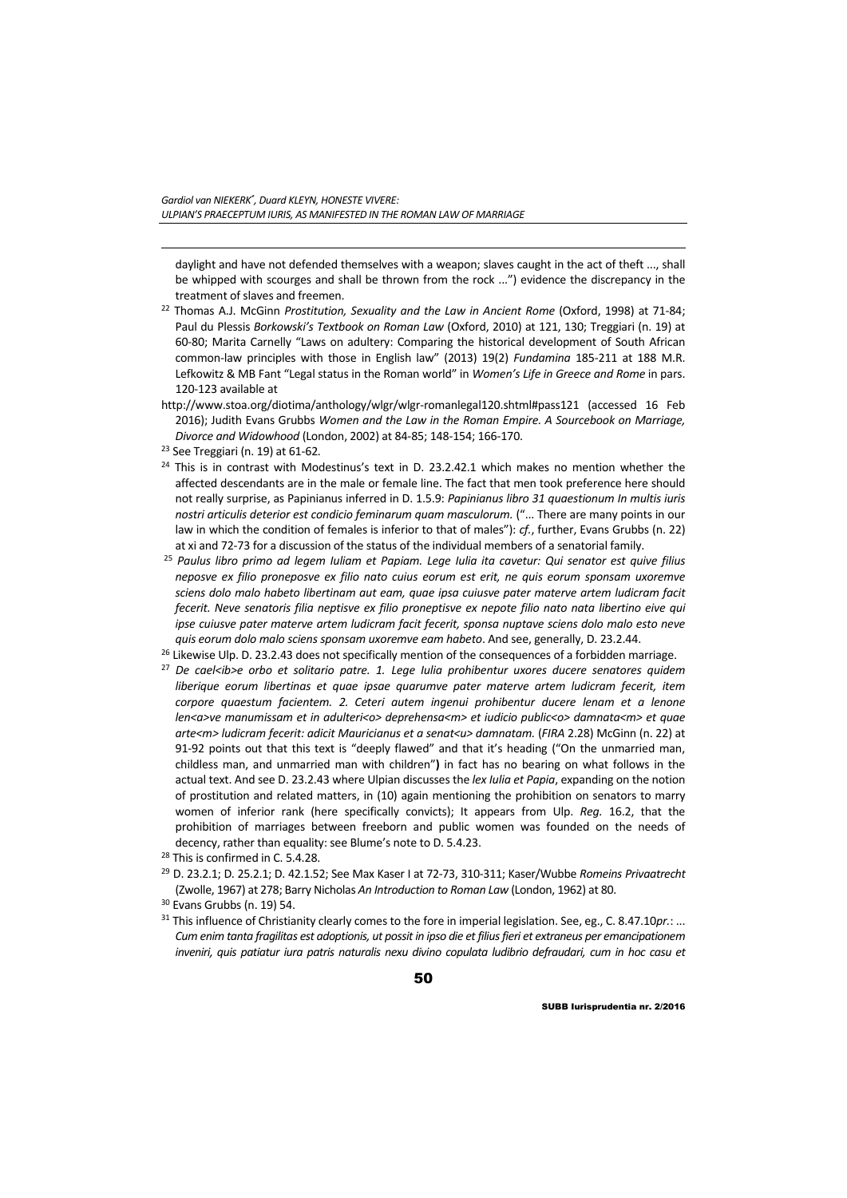daylight and have not defended themselves with a weapon; slaves caught in the act of theft ..., shall be whipped with scourges and shall be thrown from the rock ...") evidence the discrepancy in the treatment of slaves and freemen.

[22] Thomas A.J. McGinn *Prostitution, Sexuality and the Law in Ancient Rome* (Oxford, 1998) at 71-84; Paul du Plessis *Borkowski's Textbook on Roman Law* (Oxford, 2010) at 121, 130; Treggiari (n. 19) at 60-80; Marita Carnelly "Laws on adultery: Comparing the historical development of South African common-law principles with those in English law" (2013) 19(2) *Fundamina* 185-211 at 188 M.R. Lefkowitz & MB Fant "Legal status in the Roman world" in *Women's Life in Greece and Rome* in pars. 120-123 available at http://www.stoa.org/diotima/anthology/wlgr/wlgr-romanlegal120.shtml#pass121 (accessed 16 Feb 2016); Judith Evans Grubbs *Women and the Law in the Roman Empire. A Sourcebook on Marriage, Divorce and Widowhood* (London, 2002) at 84-85; 148-154; 166-170.

[23] See Treggiari (n. 19) at 61-62.

[24] This is in contrast with Modestinus's text in D. 23.2.42.1 which makes no mention whether the affected descendants are in the male or female line. The fact that men took preference here should not really surprise, as Papinianus inferred in D. 1.5.9: *Papinianus libro 31 quaestionum In multis iuris nostri articulis deterior est condicio feminarum quam masculorum*. ("... There are many points in our law in which the condition of females is inferior to that of males"): *cf.*, further, Evans Grubbs (n. 22) at xi and 72-73 for a discussion of the status of the individual members of a senatorial family.

[25] *Paulus libro primo ad legem Iuliam et Papiam. Lege Iulia ita cavetur: Qui senator est quive filius neposve ex filio proneposve ex filio nato cuius eorum est erit, ne quis eorum sponsam uxoremve sciens dolo malo habeto libertinam aut eam, quae ipsa cuiusve pater materve artem ludicram facit fecerit. Neve senatoris filia neptisve ex filio proneptisve ex nepote filio nato nata libertino eive qui ipse cuiusve pater materve artem ludicram facit fecerit, sponsa nuptave sciens dolo malo esto neve quis eorum dolo malo sciens sponsam uxoremve eam habeto*. And see, generally, D. 23.2.44.

[26] Likewise Ulp. D. 23.2.43 does not specifically mention of the consequences of a forbidden marriage.

[27] *De cael<ib>e orbo et solitario patre. 1. Lege Iulia prohibentur uxores ducere senatores quidem liberique eorum libertinas et quae ipsae quarumve pater materve artem ludicram fecerit, item corpore quaestum facientem. 2. Ceteri autem ingenui prohibentur ducere lenam et a lenone len<a>ve manumissam et in adulteri<o> deprehensa<m> et iudicio public<o> damnata<m> et quae arte<m> ludicram fecerit: adicit Mauricianus et a senat<u> damnatam.* (*FIRA* 2.28) McGinn (n. 22) at 91-92 points out that this text is "deeply flawed" and that it's heading ("On the unmarried man, childless man, and unmarried man with children"**)** in fact has no bearing on what follows in the actual text. And see D. 23.2.43 where Ulpian discusses the *lex Iulia et Papia*, expanding on the notion of prostitution and related matters, in (10) again mentioning the prohibition on senators to marry women of inferior rank (here specifically convicts); It appears from Ulp. *Reg.* 16.2, that the prohibition of marriages between freeborn and public women was founded on the needs of decency, rather than equality: see Blume's note to D. 5.4.23.

[28] This is confirmed in C. 5.4.28.

[29] D. 23.2.1; D. 25.2.1; D. 42.1.52; See Max Kaser I at 72-73, 310-311; Kaser/Wubbe *Romeins Privaatrecht* (Zwolle, 1967) at 278; Barry Nicholas *An Introduction to Roman Law* (London, 1962) at 80.

[30] Evans Grubbs (n. 19) 54.

[31] This influence of Christianity clearly comes to the fore in imperial legislation. See, eg., C. 8.47.10*pr.*: ... *Cum enim tanta fragilitas est adoptionis, ut possit in ipso die et filius fieri et extraneus per emancipationem inveniri, quis patiatur iura patris naturalis nexu divino copulata ludibrio defraudari, cum in hoc casu et*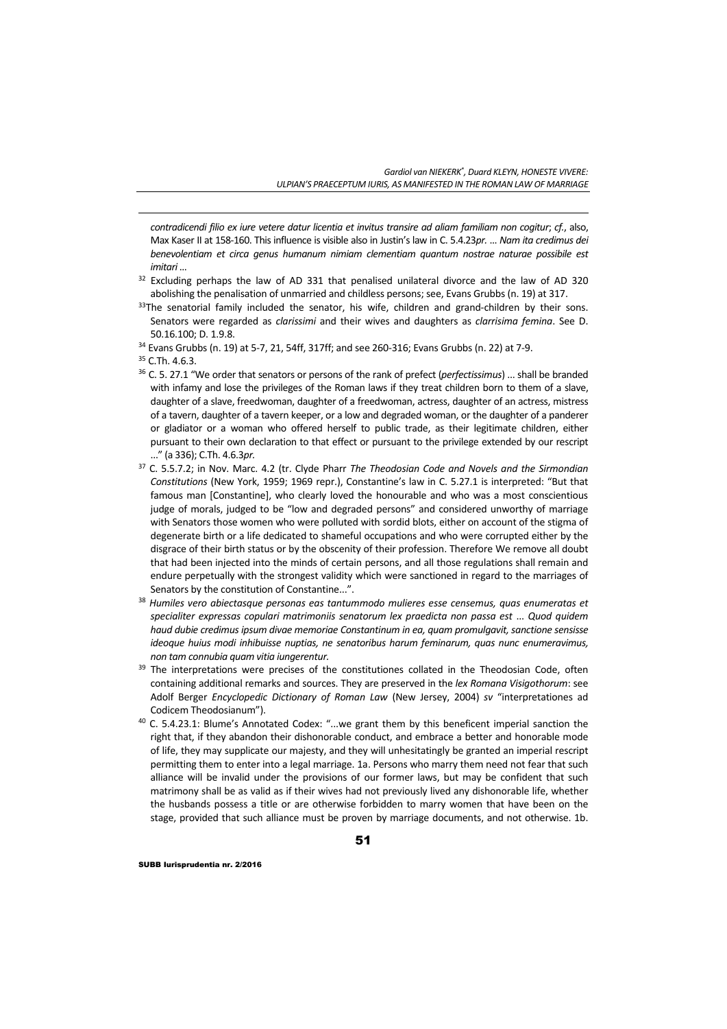*contradicendi filio ex iure vetere datur licentia et invitus transire ad aliam familiam non cogitur*; *cf.*, also, Max Kaser II at 158-160. This influence is visible also in Justin's law in C. 5.4.23*pr.* ... *Nam ita credimus dei benevolentiam et circa genus humanum nimiam clementiam quantum nostrae naturae possibile est imitari* ...

[32] Excluding perhaps the law of AD 331 that penalised unilateral divorce and the law of AD 320 abolishing the penalisation of unmarried and childless persons; see, Evans Grubbs (n. 19) at 317.

[33] The senatorial family included the senator, his wife, children and grand-children by their sons. Senators were regarded as *clarissimi* and their wives and daughters as *clarrisima femina*. See D. 50.16.100; D. 1.9.8.

[34] Evans Grubbs (n. 19) at 5-7, 21, 54ff, 317ff; and see 260-316; Evans Grubbs (n. 22) at 7-9.

[35] C.Th. 4.6.3.

[36] C. 5. 27.1 "We order that senators or persons of the rank of prefect (*perfectissimus*) ... shall be branded with infamy and lose the privileges of the Roman laws if they treat children born to them of a slave, daughter of a slave, freedwoman, daughter of a freedwoman, actress, daughter of an actress, mistress of a tavern, daughter of a tavern keeper, or a low and degraded woman, or the daughter of a panderer or gladiator or a woman who offered herself to public trade, as their legitimate children, either pursuant to their own declaration to that effect or pursuant to the privilege extended by our rescript ..." (a 336); C.Th. 4.6.3*pr.*

[37] C. 5.5.7.2; in Nov. Marc. 4.2 (tr. Clyde Pharr *The Theodosian Code and Novels and the Sirmondian Constitutions* (New York, 1959; 1969 repr.), Constantine's law in C. 5.27.1 is interpreted: "But that famous man [Constantine], who clearly loved the honourable and who was a most conscientious judge of morals, judged to be "low and degraded persons" and considered unworthy of marriage with Senators those women who were polluted with sordid blots, either on account of the stigma of degenerate birth or a life dedicated to shameful occupations and who were corrupted either by the disgrace of their birth status or by the obscenity of their profession. Therefore We remove all doubt that had been injected into the minds of certain persons, and all those regulations shall remain and endure perpetually with the strongest validity which were sanctioned in regard to the marriages of Senators by the constitution of Constantine...".

[38] *Humiles vero abiectasque personas eas tantummodo mulieres esse censemus, quas enumeratas et specialiter expressas copulari matrimoniis senatorum lex praedicta non passa est* ... *Quod quidem haud dubie credimus ipsum divae memoriae Constantinum in ea, quam promulgavit, sanctione sensisse ideoque huius modi inhibuisse nuptias, ne senatoribus harum feminarum, quas nunc enumeravimus, non tam connubia quam vitia iungerentur.*

[39] The interpretations were precises of the constitutiones collated in the Theodosian Code, often containing additional remarks and sources. They are preserved in the *lex Romana Visigothorum*: see Adolf Berger *Encyclopedic Dictionary of Roman Law* (New Jersey, 2004) *sv* "interpretationes ad Codicem Theodosianum").

[40] C. 5.4.23.1: Blume's Annotated Codex: "...we grant them by this beneficent imperial sanction the right that, if they abandon their dishonorable conduct, and embrace a better and honorable mode of life, they may supplicate our majesty, and they will unhesitatingly be granted an imperial rescript permitting them to enter into a legal marriage. 1a. Persons who marry them need not fear that such alliance will be invalid under the provisions of our former laws, but may be confident that such matrimony shall be as valid as if their wives had not previously lived any dishonorable life, whether the husbands possess a title or are otherwise forbidden to marry women that have been on the stage, provided that such alliance must be proven by marriage documents, and not otherwise. 1b.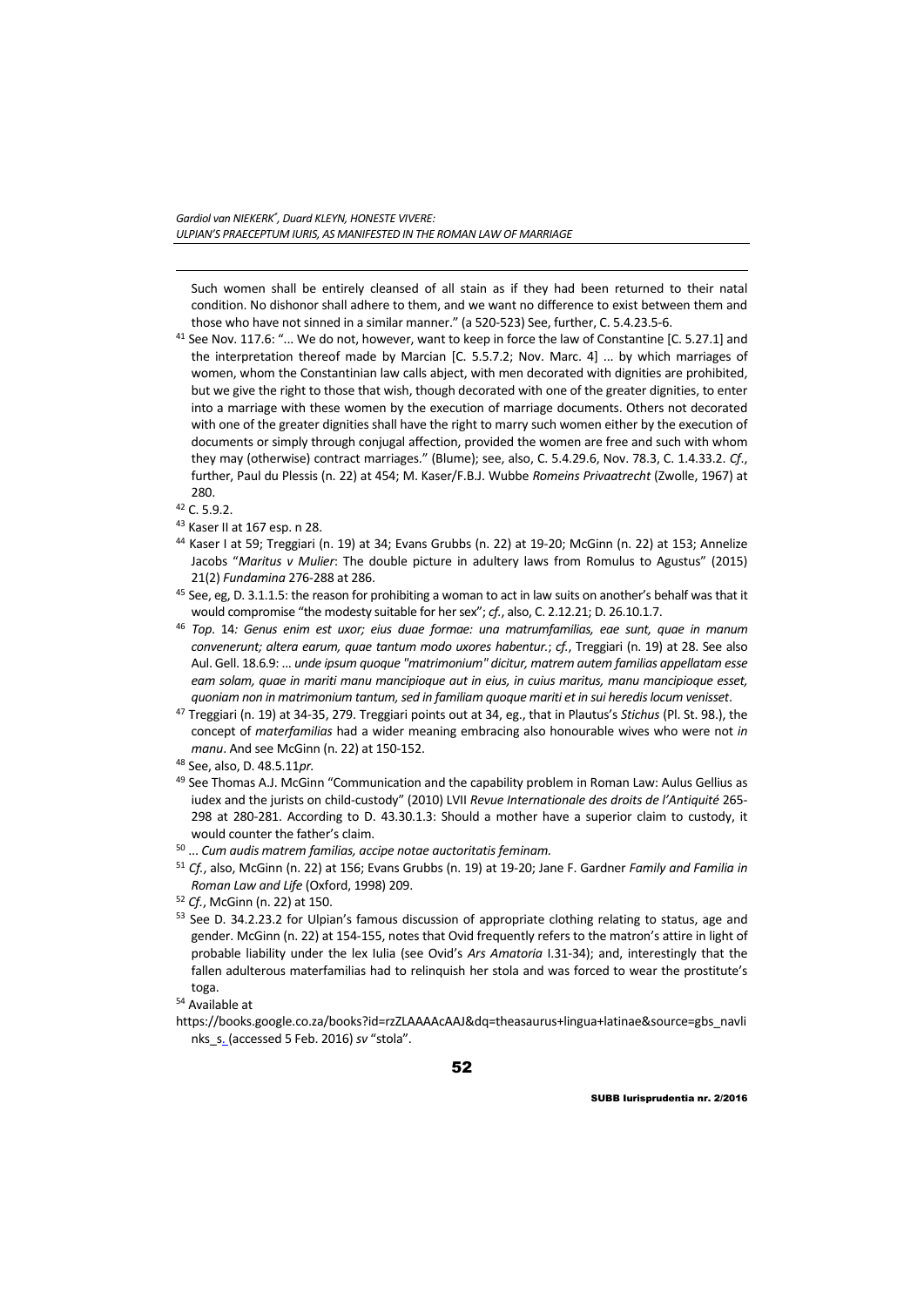Such women shall be entirely cleansed of all stain as if they had been returned to their natal condition. No dishonor shall adhere to them, and we want no difference to exist between them and those who have not sinned in a similar manner." (a 520-523) See, further, C. 5.4.23.5-6.

[41] See Nov. 117.6: "... We do not, however, want to keep in force the law of Constantine [C. 5.27.1] and the interpretation thereof made by Marcian [C. 5.5.7.2; Nov. Marc. 4] ... by which marriages of women, whom the Constantinian law calls abject, with men decorated with dignities are prohibited, but we give the right to those that wish, though decorated with one of the greater dignities, to enter into a marriage with these women by the execution of marriage documents. Others not decorated with one of the greater dignities shall have the right to marry such women either by the execution of documents or simply through conjugal affection, provided the women are free and such with whom they may (otherwise) contract marriages." (Blume); see, also, C. 5.4.29.6, Nov. 78.3, C. 1.4.33.2. *Cf*., further, Paul du Plessis (n. 22) at 454; M. Kaser/F.B.J. Wubbe *Romeins Privaatrecht* (Zwolle, 1967) at 280.

[42] C. 5.9.2.

[43] Kaser II at 167 esp. n 28.

[44] Kaser I at 59; Treggiari (n. 19) at 34; Evans Grubbs (n. 22) at 19-20; McGinn (n. 22) at 153; Annelize Jacobs "*Maritus v Mulier*: The double picture in adultery laws from Romulus to Agustus" (2015) 21(2) *Fundamina* 276-288 at 286.

[45] See, eg, D. 3.1.1.5: the reason for prohibiting a woman to act in law suits on another's behalf was that it would compromise "the modesty suitable for her sex"; *cf.*, also, C. 2.12.21; D. 26.10.1.7.

[46] *Top*. 14*: Genus enim est uxor; eius duae formae: una matrumfamilias, eae sunt, quae in manum convenerunt; altera earum, quae tantum modo uxores habentur.*; *cf.*, Treggiari (n. 19) at 28. See also Aul. Gell. 18.6.9: *... unde ipsum quoque "matrimonium" dicitur, matrem autem familias appellatam esse eam solam, quae in mariti manu mancipioque aut in eius, in cuius maritus, manu mancipioque esset, quoniam non in matrimonium tantum, sed in familiam quoque mariti et in sui heredis locum venisset*.

[47] Treggiari (n. 19) at 34-35, 279. Treggiari points out at 34, eg., that in Plautus's *Stichus* (Pl. St. 98.), the concept of *materfamilias* had a wider meaning embracing also honourable wives who were not *in manu*. And see McGinn (n. 22) at 150-152.

[48] See, also, D. 48.5.11*pr.*

[49] See Thomas A.J. McGinn "Communication and the capability problem in Roman Law: Aulus Gellius as iudex and the jurists on child-custody" (2010) LVII *Revue Internationale des droits de l'Antiquité* 265-298 at 280-281. According to D. 43.30.1.3: Should a mother have a superior claim to custody, it would counter the father's claim.

[50] ... *Cum audis matrem familias, accipe notae auctoritatis feminam.*

[51] *Cf.*, also, McGinn (n. 22) at 156; Evans Grubbs (n. 19) at 19-20; Jane F. Gardner *Family and Familia in Roman Law and Life* (Oxford, 1998) 209.

[52] *Cf.*, McGinn (n. 22) at 150.

[53] See D. 34.2.23.2 for Ulpian's famous discussion of appropriate clothing relating to status, age and gender. McGinn (n. 22) at 154-155, notes that Ovid frequently refers to the matron's attire in light of probable liability under the lex Iulia (see Ovid's *Ars Amatoria* I.31-34); and, interestingly that the fallen adulterous materfamilias had to relinquish her stola and was forced to wear the prostitute's toga.

[54] Available at https://books.google.co.za/books?id=rzZLAAAAcAAJ&dq=theasaurus+lingua+latinae&source=gbs_navlinks_s. (accessed 5 Feb. 2016) *sv* "stola".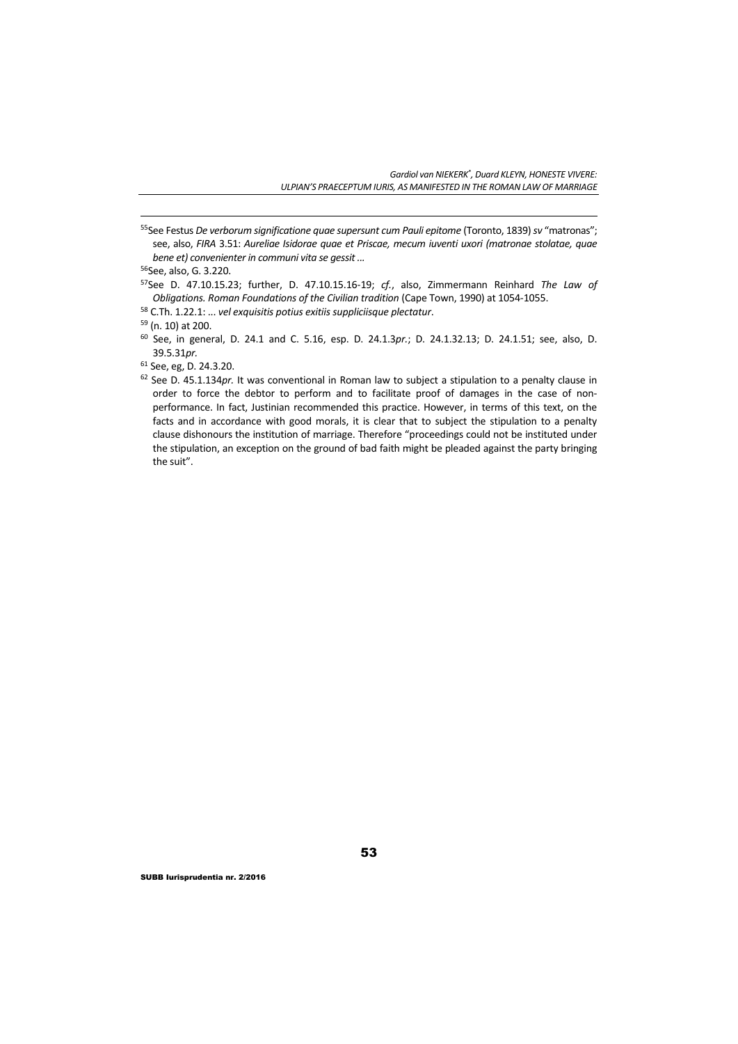[55]See Festus *De verborum significatione quae supersunt cum Pauli epitome* (Toronto, 1839) *sv* "matronas"; see, also, *FIRA* 3.51: *Aureliae Isidorae quae et Priscae, mecum iuventi uxori (matronae stolatae, quae bene et) convenienter in communi vita se gessit …*

[56]See, also, G. 3.220.

[57]See D. 47.10.15.23; further, D. 47.10.15.16-19; *cf.*, also, Zimmermann Reinhard *The Law of Obligations. Roman Foundations of the Civilian tradition* (Cape Town, 1990) at 1054-1055.

[58] C.Th. 1.22.1: ... *vel exquisitis potius exitiis suppliciisque plectatur*.

[59] (n. 10) at 200.

[60] See, in general, D. 24.1 and C. 5.16, esp. D. 24.1.3*pr.*; D. 24.1.32.13; D. 24.1.51; see, also, D. 39.5.31*pr.*

[61] See, eg, D. 24.3.20.

[62] See D. 45.1.134*pr.* It was conventional in Roman law to subject a stipulation to a penalty clause in order to force the debtor to perform and to facilitate proof of damages in the case of non-performance. In fact, Justinian recommended this practice. However, in terms of this text, on the facts and in accordance with good morals, it is clear that to subject the stipulation to a penalty clause dishonours the institution of marriage. Therefore "proceedings could not be instituted under the stipulation, an exception on the ground of bad faith might be pleaded against the party bringing the suit".